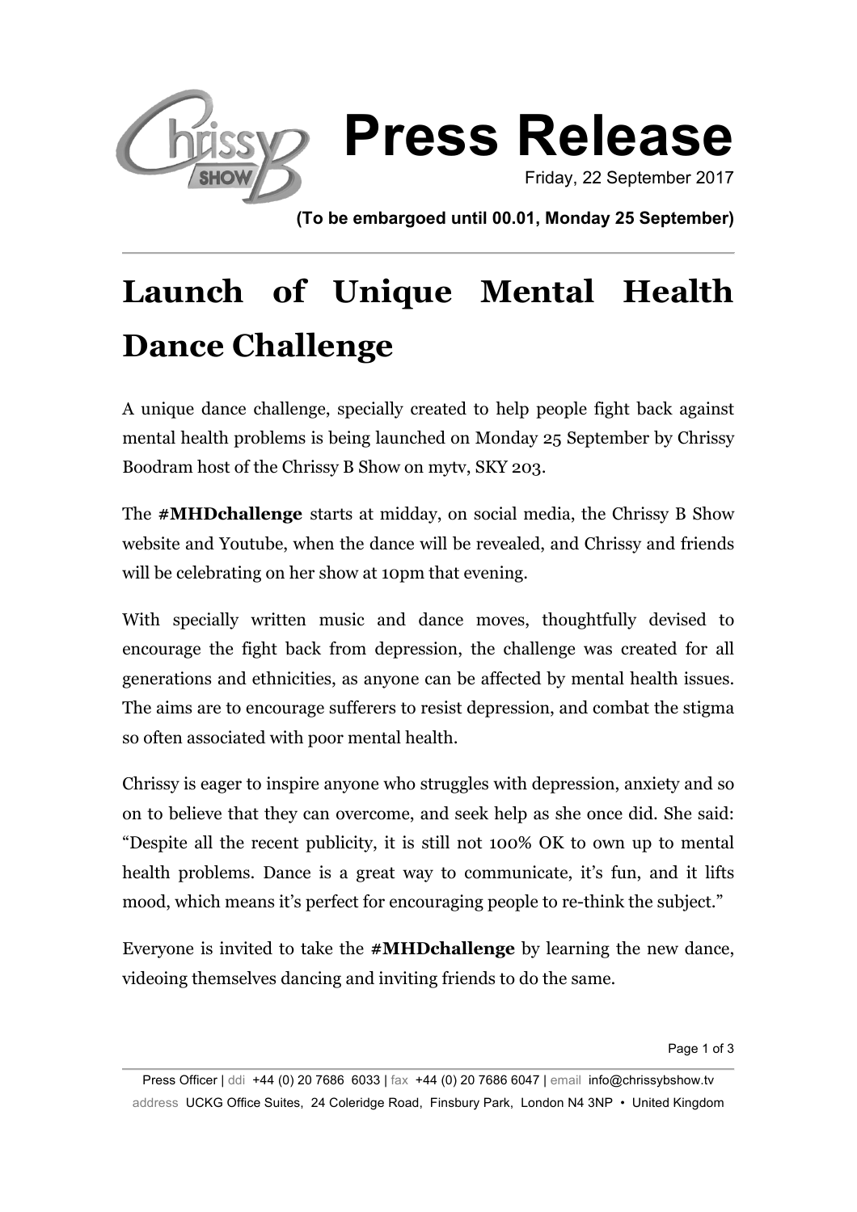# Press Release

Friday, 22 September 2017

**(To be embargoed until 00.01, Monday 25 September)**

---

## Launch of Unique Mental Health Dance Challenge

A unique dance challenge, specially created to help people fight back against mental health problems is being launched on Monday 25 September by Chrissy Boodram host of the Chrissy B Show on mytv, SKY 203.

The **#MHDchallenge** starts at midday, on social media, the Chrissy B Show website and Youtube, when the dance will be revealed, and Chrissy and friends will be celebrating on her show at 10pm that evening.

With specially written music and dance moves, thoughtfully devised to encourage the fight back from depression, the challenge was created for all generations and ethnicities, as anyone can be affected by mental health issues. The aims are to encourage sufferers to resist depression, and combat the stigma so often associated with poor mental health.

Chrissy is eager to inspire anyone who struggles with depression, anxiety and so on to believe that they can overcome, and seek help as she once did. She said: "Despite all the recent publicity, it is still not 100% OK to own up to mental health problems. Dance is a great way to communicate, it's fun, and it lifts mood, which means it's perfect for encouraging people to re-think the subject."

Everyone is invited to take the **#MHDchallenge** by learning the new dance, videoing themselves dancing and inviting friends to do the same.

---

Press Officer | ddi +44 (0) 20 7686 6033 | fax +44 (0) 20 7686 6047 | email info@chrissybshow.tv
address UCKG Office Suites, 24 Coleridge Road, Finsbury Park, London N4 3NP • United Kingdom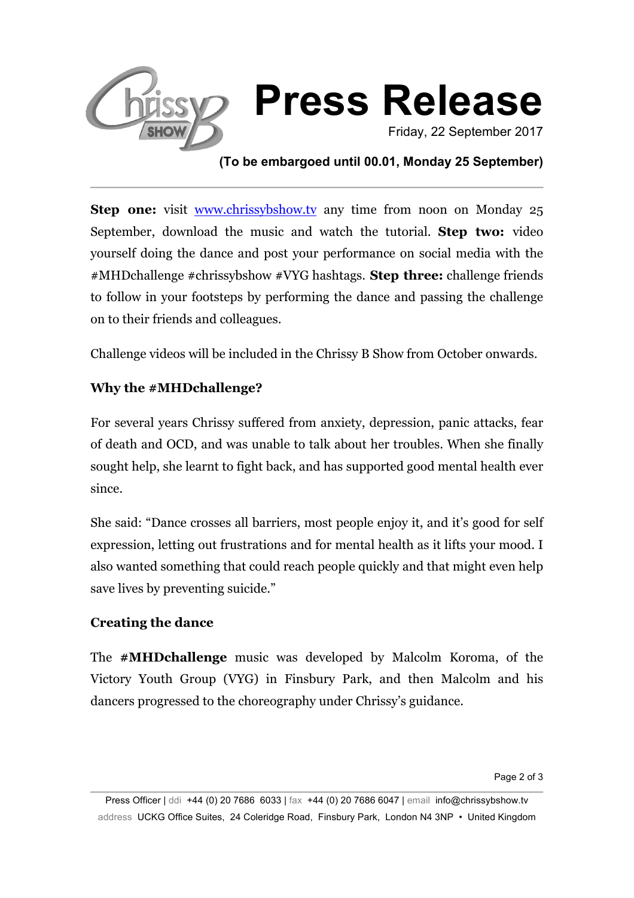# Press Release

Friday, 22 September 2017

**(To be embargoed until 00.01, Monday 25 September)**

**Step one:** visit [www.chrissybshow.tv](http://www.chrissybshow.tv) any time from noon on Monday 25 September, download the music and watch the tutorial. **Step two:** video yourself doing the dance and post your performance on social media with the #MHDchallenge #chrissybshow #VYG hashtags. **Step three:** challenge friends to follow in your footsteps by performing the dance and passing the challenge on to their friends and colleagues.

Challenge videos will be included in the Chrissy B Show from October onwards.

### Why the #MHDchallenge?

For several years Chrissy suffered from anxiety, depression, panic attacks, fear of death and OCD, and was unable to talk about her troubles. When she finally sought help, she learnt to fight back, and has supported good mental health ever since.

She said: "Dance crosses all barriers, most people enjoy it, and it's good for self expression, letting out frustrations and for mental health as it lifts your mood. I also wanted something that could reach people quickly and that might even help save lives by preventing suicide."

### Creating the dance

The **#MHDchallenge** music was developed by Malcolm Koroma, of the Victory Youth Group (VYG) in Finsbury Park, and then Malcolm and his dancers progressed to the choreography under Chrissy's guidance.

Press Officer | ddi +44 (0) 20 7686 6033 | fax +44 (0) 20 7686 6047 | email info@chrissybshow.tv
address UCKG Office Suites, 24 Coleridge Road, Finsbury Park, London N4 3NP • United Kingdom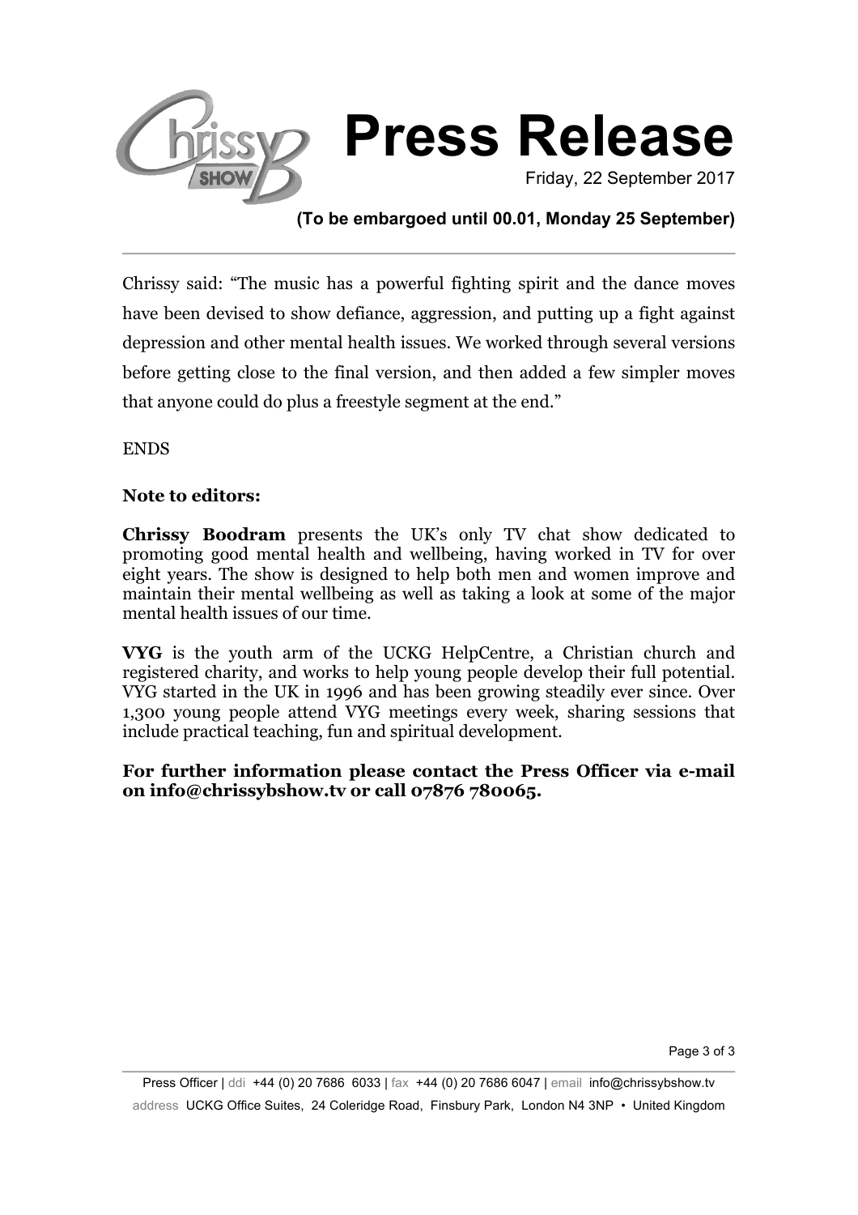# Press Release

Friday, 22 September 2017

**(To be embargoed until 00.01, Monday 25 September)**

---

Chrissy said: "The music has a powerful fighting spirit and the dance moves have been devised to show defiance, aggression, and putting up a fight against depression and other mental health issues. We worked through several versions before getting close to the final version, and then added a few simpler moves that anyone could do plus a freestyle segment at the end."

ENDS

**Note to editors:**

**Chrissy Boodram** presents the UK's only TV chat show dedicated to promoting good mental health and wellbeing, having worked in TV for over eight years. The show is designed to help both men and women improve and maintain their mental wellbeing as well as taking a look at some of the major mental health issues of our time.

**VYG** is the youth arm of the UCKG HelpCentre, a Christian church and registered charity, and works to help young people develop their full potential. VYG started in the UK in 1996 and has been growing steadily ever since. Over 1,300 young people attend VYG meetings every week, sharing sessions that include practical teaching, fun and spiritual development.

**For further information please contact the Press Officer via e-mail on info@chrissybshow.tv or call 07876 780065.**

---

Press Officer | ddi +44 (0) 20 7686 6033 | fax +44 (0) 20 7686 6047 | email info@chrissybshow.tv

address UCKG Office Suites, 24 Coleridge Road, Finsbury Park, London N4 3NP • United Kingdom